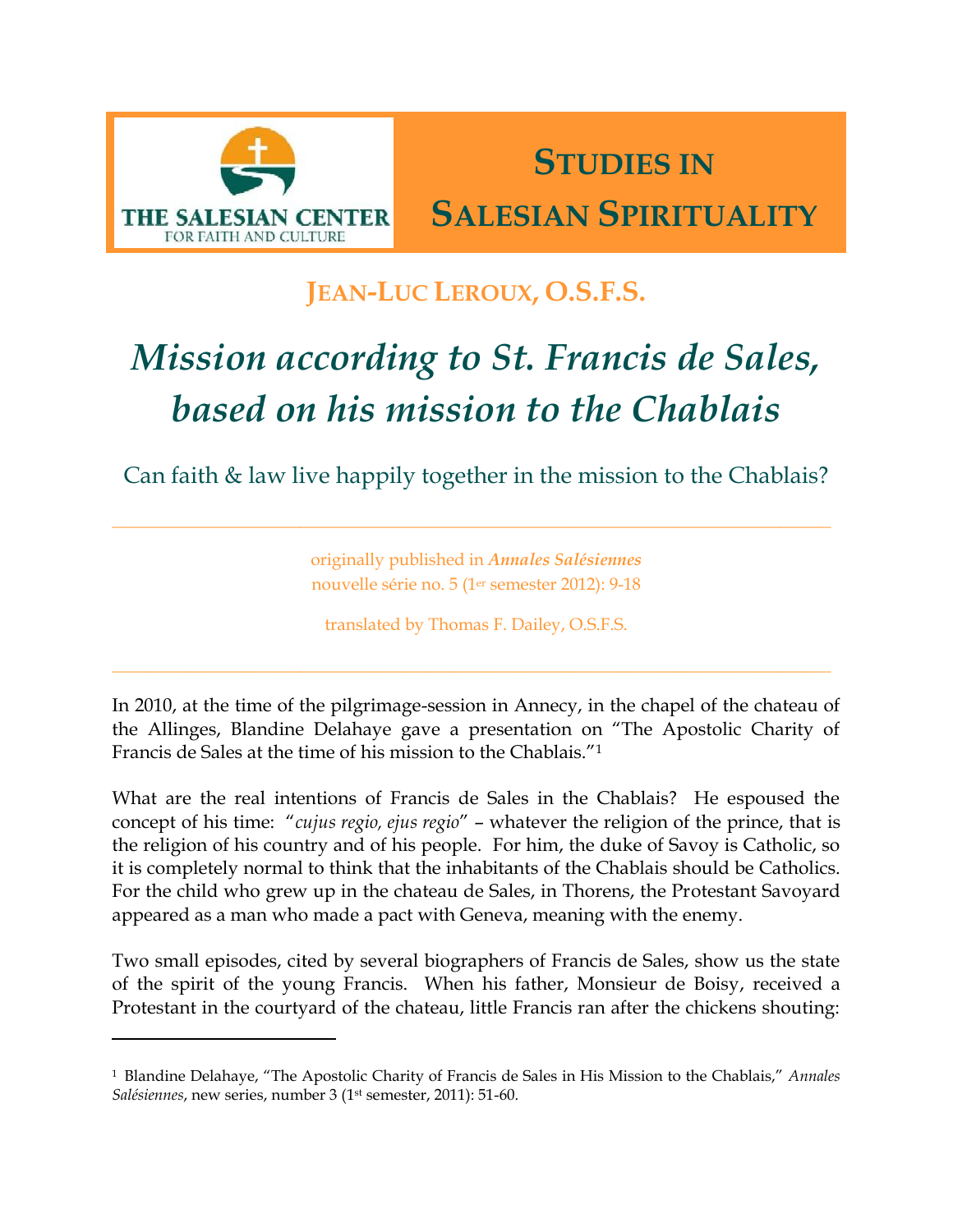THE SALESIAN CENTER
FOR FAITH AND CULTURE

# STUDIES IN SALESIAN SPIRITUALITY

## JEAN-LUC LEROUX, O.S.F.S.

# *Mission according to St. Francis de Sales, based on his mission to the Chablais*

### Can faith & law live happily together in the mission to the Chablais?

---

originally published in ***Annales Salésiennes***
nouvelle série no. 5 (1er semester 2012): 9-18

translated by Thomas F. Dailey, O.S.F.S.

---

In 2010, at the time of the pilgrimage-session in Annecy, in the chapel of the chateau of the Allinges, Blandine Delahaye gave a presentation on "The Apostolic Charity of Francis de Sales at the time of his mission to the Chablais."[1]

What are the real intentions of Francis de Sales in the Chablais? He espoused the concept of his time: "*cujus regio, ejus regio*" – whatever the religion of the prince, that is the religion of his country and of his people. For him, the duke of Savoy is Catholic, so it is completely normal to think that the inhabitants of the Chablais should be Catholics. For the child who grew up in the chateau de Sales, in Thorens, the Protestant Savoyard appeared as a man who made a pact with Geneva, meaning with the enemy.

Two small episodes, cited by several biographers of Francis de Sales, show us the state of the spirit of the young Francis. When his father, Monsieur de Boisy, received a Protestant in the courtyard of the chateau, little Francis ran after the chickens shouting:

---

[1] Blandine Delahaye, "The Apostolic Charity of Francis de Sales in His Mission to the Chablais," *Annales Salésiennes*, new series, number 3 (1st semester, 2011): 51-60.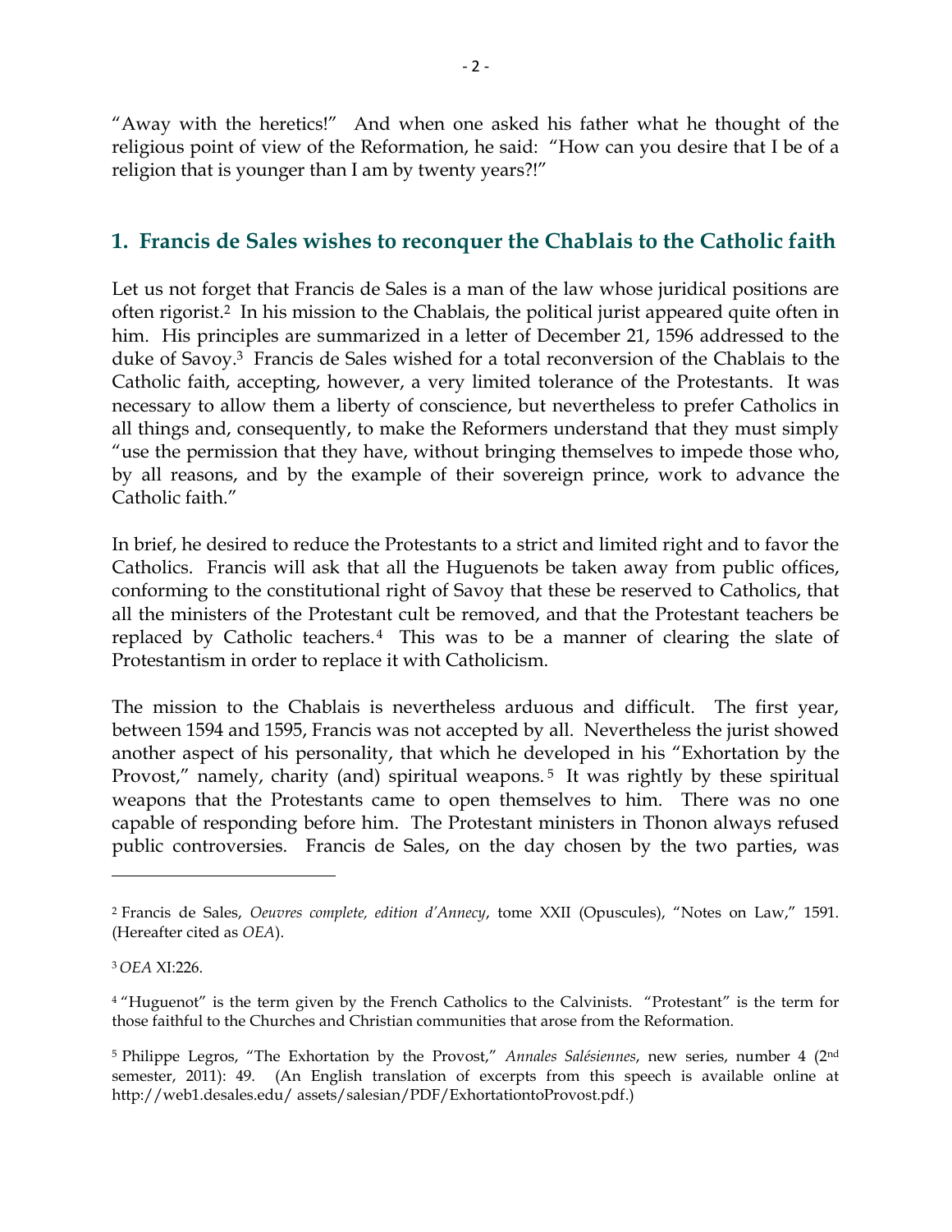"Away with the heretics!" And when one asked his father what he thought of the religious point of view of the Reformation, he said: "How can you desire that I be of a religion that is younger than I am by twenty years?!"

## 1. Francis de Sales wishes to reconquer the Chablais to the Catholic faith

Let us not forget that Francis de Sales is a man of the law whose juridical positions are often rigorist.[2] In his mission to the Chablais, the political jurist appeared quite often in him. His principles are summarized in a letter of December 21, 1596 addressed to the duke of Savoy.[3] Francis de Sales wished for a total reconversion of the Chablais to the Catholic faith, accepting, however, a very limited tolerance of the Protestants. It was necessary to allow them a liberty of conscience, but nevertheless to prefer Catholics in all things and, consequently, to make the Reformers understand that they must simply "use the permission that they have, without bringing themselves to impede those who, by all reasons, and by the example of their sovereign prince, work to advance the Catholic faith."

In brief, he desired to reduce the Protestants to a strict and limited right and to favor the Catholics. Francis will ask that all the Huguenots be taken away from public offices, conforming to the constitutional right of Savoy that these be reserved to Catholics, that all the ministers of the Protestant cult be removed, and that the Protestant teachers be replaced by Catholic teachers.[4] This was to be a manner of clearing the slate of Protestantism in order to replace it with Catholicism.

The mission to the Chablais is nevertheless arduous and difficult. The first year, between 1594 and 1595, Francis was not accepted by all. Nevertheless the jurist showed another aspect of his personality, that which he developed in his "Exhortation by the Provost," namely, charity (and) spiritual weapons.[5] It was rightly by these spiritual weapons that the Protestants came to open themselves to him. There was no one capable of responding before him. The Protestant ministers in Thonon always refused public controversies. Francis de Sales, on the day chosen by the two parties, was

---

[2] Francis de Sales, *Oeuvres complete, edition d'Annecy*, tome XXII (Opuscules), "Notes on Law," 1591. (Hereafter cited as *OEA*).

[3] *OEA* XI:226.

[4] "Huguenot" is the term given by the French Catholics to the Calvinists. "Protestant" is the term for those faithful to the Churches and Christian communities that arose from the Reformation.

[5] Philippe Legros, "The Exhortation by the Provost," *Annales Salésiennes*, new series, number 4 (2nd semester, 2011): 49. (An English translation of excerpts from this speech is available online at http://web1.desales.edu/ assets/salesian/PDF/ExhortationtoProvost.pdf.)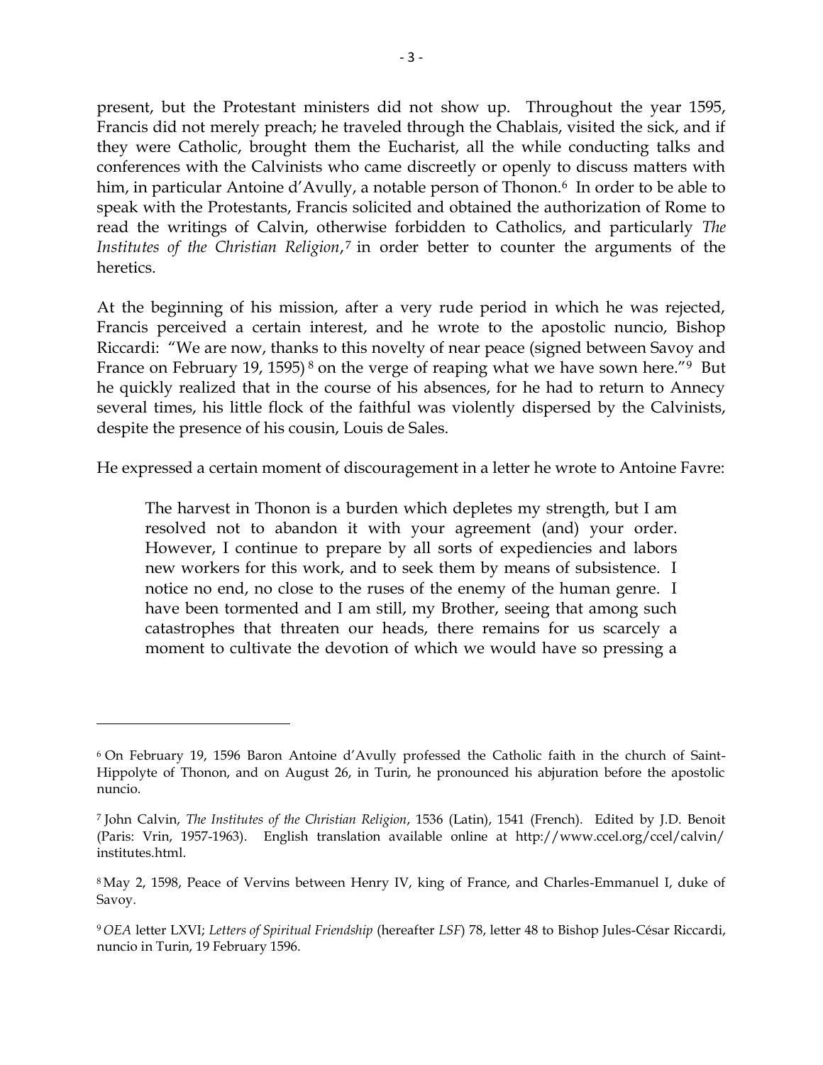present, but the Protestant ministers did not show up. Throughout the year 1595, Francis did not merely preach; he traveled through the Chablais, visited the sick, and if they were Catholic, brought them the Eucharist, all the while conducting talks and conferences with the Calvinists who came discreetly or openly to discuss matters with him, in particular Antoine d'Avully, a notable person of Thonon.[6] In order to be able to speak with the Protestants, Francis solicited and obtained the authorization of Rome to read the writings of Calvin, otherwise forbidden to Catholics, and particularly *The Institutes of the Christian Religion*,[7] in order better to counter the arguments of the heretics.

At the beginning of his mission, after a very rude period in which he was rejected, Francis perceived a certain interest, and he wrote to the apostolic nuncio, Bishop Riccardi: "We are now, thanks to this novelty of near peace (signed between Savoy and France on February 19, 1595)[8] on the verge of reaping what we have sown here."[9] But he quickly realized that in the course of his absences, for he had to return to Annecy several times, his little flock of the faithful was violently dispersed by the Calvinists, despite the presence of his cousin, Louis de Sales.

He expressed a certain moment of discouragement in a letter he wrote to Antoine Favre:

> The harvest in Thonon is a burden which depletes my strength, but I am resolved not to abandon it with your agreement (and) your order. However, I continue to prepare by all sorts of expediencies and labors new workers for this work, and to seek them by means of subsistence. I notice no end, no close to the ruses of the enemy of the human genre. I have been tormented and I am still, my Brother, seeing that among such catastrophes that threaten our heads, there remains for us scarcely a moment to cultivate the devotion of which we would have so pressing a

---

[6] On February 19, 1596 Baron Antoine d'Avully professed the Catholic faith in the church of Saint-Hippolyte of Thonon, and on August 26, in Turin, he pronounced his abjuration before the apostolic nuncio.

[7] John Calvin, *The Institutes of the Christian Religion*, 1536 (Latin), 1541 (French). Edited by J.D. Benoit (Paris: Vrin, 1957-1963). English translation available online at http://www.ccel.org/ccel/calvin/institutes.html.

[8] May 2, 1598, Peace of Vervins between Henry IV, king of France, and Charles-Emmanuel I, duke of Savoy.

[9] *OEA* letter LXVI; *Letters of Spiritual Friendship* (hereafter *LSF*) 78, letter 48 to Bishop Jules-César Riccardi, nuncio in Turin, 19 February 1596.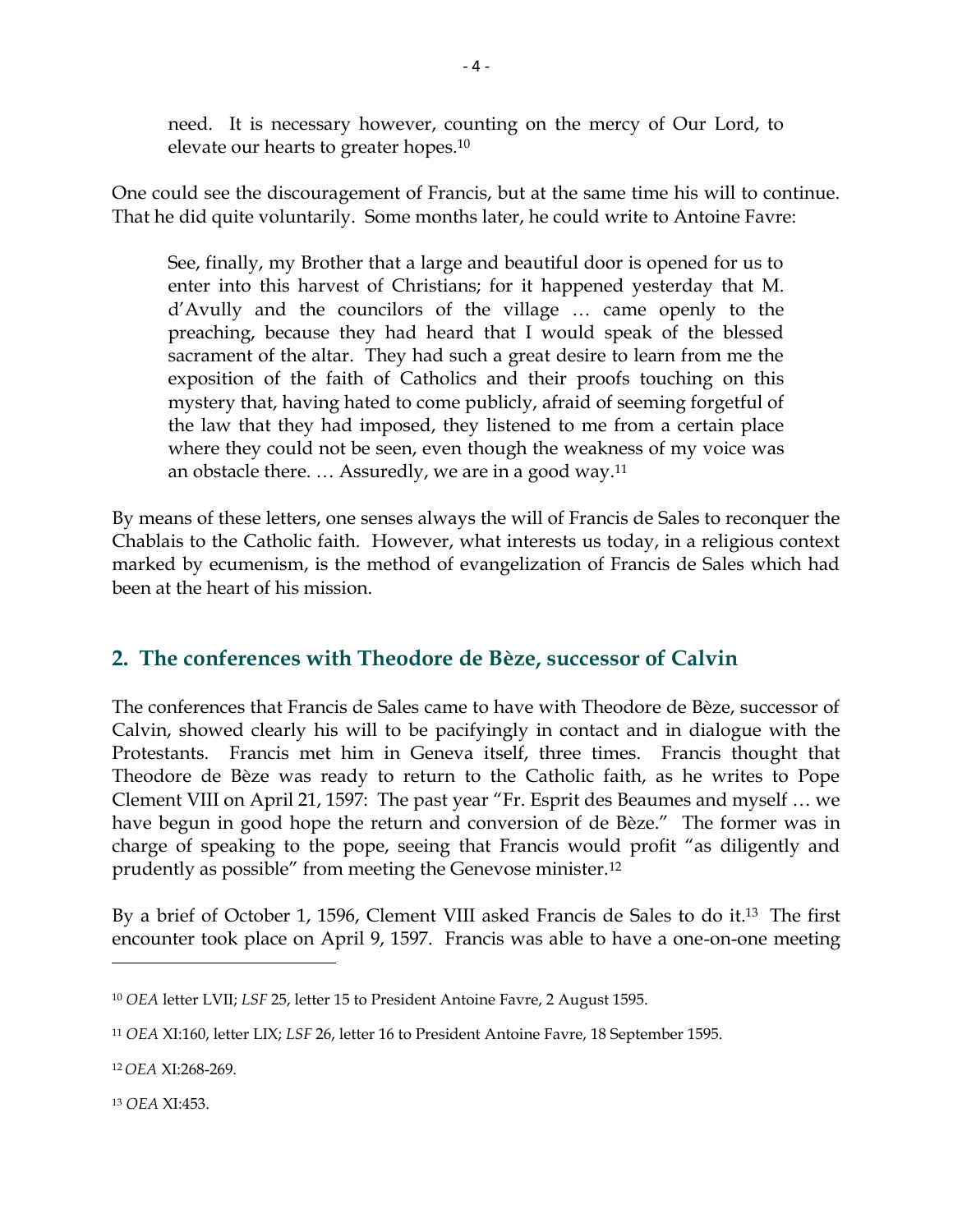> need. It is necessary however, counting on the mercy of Our Lord, to elevate our hearts to greater hopes.[10]

One could see the discouragement of Francis, but at the same time his will to continue. That he did quite voluntarily. Some months later, he could write to Antoine Favre:

> See, finally, my Brother that a large and beautiful door is opened for us to enter into this harvest of Christians; for it happened yesterday that M. d'Avully and the councilors of the village … came openly to the preaching, because they had heard that I would speak of the blessed sacrament of the altar. They had such a great desire to learn from me the exposition of the faith of Catholics and their proofs touching on this mystery that, having hated to come publicly, afraid of seeming forgetful of the law that they had imposed, they listened to me from a certain place where they could not be seen, even though the weakness of my voice was an obstacle there. … Assuredly, we are in a good way.[11]

By means of these letters, one senses always the will of Francis de Sales to reconquer the Chablais to the Catholic faith. However, what interests us today, in a religious context marked by ecumenism, is the method of evangelization of Francis de Sales which had been at the heart of his mission.

## 2. The conferences with Theodore de Bèze, successor of Calvin

The conferences that Francis de Sales came to have with Theodore de Bèze, successor of Calvin, showed clearly his will to be pacifyingly in contact and in dialogue with the Protestants. Francis met him in Geneva itself, three times. Francis thought that Theodore de Bèze was ready to return to the Catholic faith, as he writes to Pope Clement VIII on April 21, 1597: The past year "Fr. Esprit des Beaumes and myself … we have begun in good hope the return and conversion of de Bèze." The former was in charge of speaking to the pope, seeing that Francis would profit "as diligently and prudently as possible" from meeting the Genevose minister.[12]

By a brief of October 1, 1596, Clement VIII asked Francis de Sales to do it.[13] The first encounter took place on April 9, 1597. Francis was able to have a one-on-one meeting

---

[10] *OEA* letter LVII; *LSF* 25, letter 15 to President Antoine Favre, 2 August 1595.

[11] *OEA* XI:160, letter LIX; *LSF* 26, letter 16 to President Antoine Favre, 18 September 1595.

[12] *OEA* XI:268-269.

[13] *OEA* XI:453.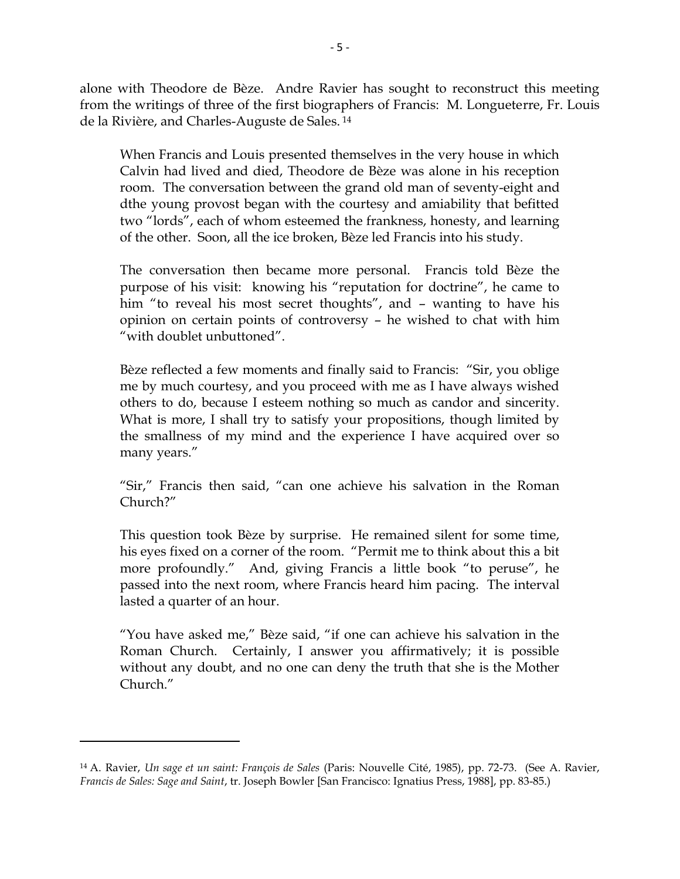alone with Theodore de Bèze. Andre Ravier has sought to reconstruct this meeting from the writings of three of the first biographers of Francis: M. Longueterre, Fr. Louis de la Rivière, and Charles-Auguste de Sales. [14]

> When Francis and Louis presented themselves in the very house in which Calvin had lived and died, Theodore de Bèze was alone in his reception room. The conversation between the grand old man of seventy-eight and dthe young provost began with the courtesy and amiability that befitted two "lords", each of whom esteemed the frankness, honesty, and learning of the other. Soon, all the ice broken, Bèze led Francis into his study.
>
> The conversation then became more personal. Francis told Bèze the purpose of his visit: knowing his "reputation for doctrine", he came to him "to reveal his most secret thoughts", and – wanting to have his opinion on certain points of controversy – he wished to chat with him "with doublet unbuttoned".
>
> Bèze reflected a few moments and finally said to Francis: "Sir, you oblige me by much courtesy, and you proceed with me as I have always wished others to do, because I esteem nothing so much as candor and sincerity. What is more, I shall try to satisfy your propositions, though limited by the smallness of my mind and the experience I have acquired over so many years."
>
> "Sir," Francis then said, "can one achieve his salvation in the Roman Church?"
>
> This question took Bèze by surprise. He remained silent for some time, his eyes fixed on a corner of the room. "Permit me to think about this a bit more profoundly." And, giving Francis a little book "to peruse", he passed into the next room, where Francis heard him pacing. The interval lasted a quarter of an hour.
>
> "You have asked me," Bèze said, "if one can achieve his salvation in the Roman Church. Certainly, I answer you affirmatively; it is possible without any doubt, and no one can deny the truth that she is the Mother Church."

---

[14] A. Ravier, *Un sage et un saint: François de Sales* (Paris: Nouvelle Cité, 1985), pp. 72-73. (See A. Ravier, *Francis de Sales: Sage and Saint*, tr. Joseph Bowler [San Francisco: Ignatius Press, 1988], pp. 83-85.)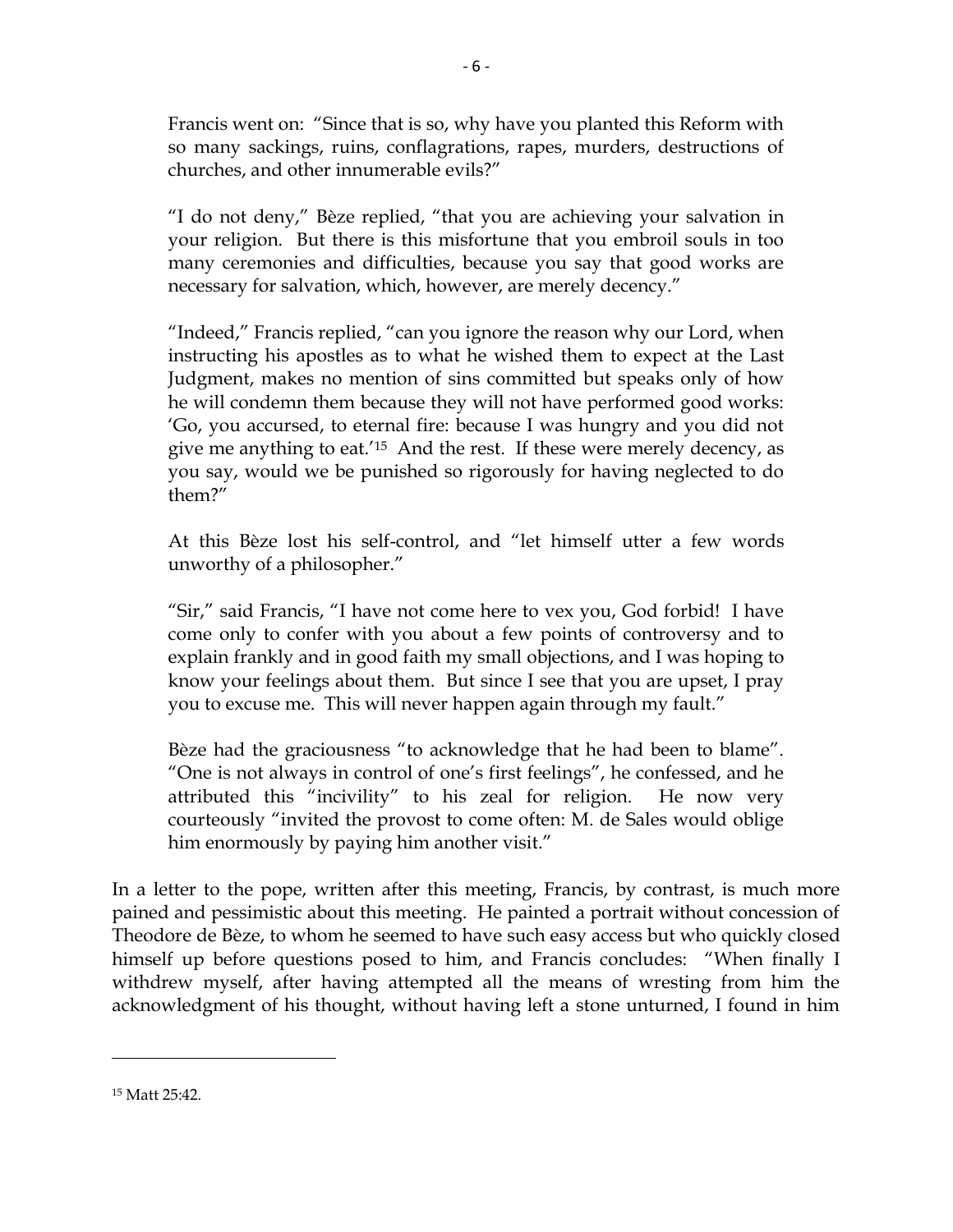> Francis went on: "Since that is so, why have you planted this Reform with so many sackings, ruins, conflagrations, rapes, murders, destructions of churches, and other innumerable evils?"
>
> "I do not deny," Bèze replied, "that you are achieving your salvation in your religion. But there is this misfortune that you embroil souls in too many ceremonies and difficulties, because you say that good works are necessary for salvation, which, however, are merely decency."
>
> "Indeed," Francis replied, "can you ignore the reason why our Lord, when instructing his apostles as to what he wished them to expect at the Last Judgment, makes no mention of sins committed but speaks only of how he will condemn them because they will not have performed good works: 'Go, you accursed, to eternal fire: because I was hungry and you did not give me anything to eat.'[15] And the rest. If these were merely decency, as you say, would we be punished so rigorously for having neglected to do them?"
>
> At this Bèze lost his self-control, and "let himself utter a few words unworthy of a philosopher."
>
> "Sir," said Francis, "I have not come here to vex you, God forbid! I have come only to confer with you about a few points of controversy and to explain frankly and in good faith my small objections, and I was hoping to know your feelings about them. But since I see that you are upset, I pray you to excuse me. This will never happen again through my fault."
>
> Bèze had the graciousness "to acknowledge that he had been to blame". "One is not always in control of one's first feelings", he confessed, and he attributed this "incivility" to his zeal for religion. He now very courteously "invited the provost to come often: M. de Sales would oblige him enormously by paying him another visit."

In a letter to the pope, written after this meeting, Francis, by contrast, is much more pained and pessimistic about this meeting. He painted a portrait without concession of Theodore de Bèze, to whom he seemed to have such easy access but who quickly closed himself up before questions posed to him, and Francis concludes: "When finally I withdrew myself, after having attempted all the means of wresting from him the acknowledgment of his thought, without having left a stone unturned, I found in him

[15] Matt 25:42.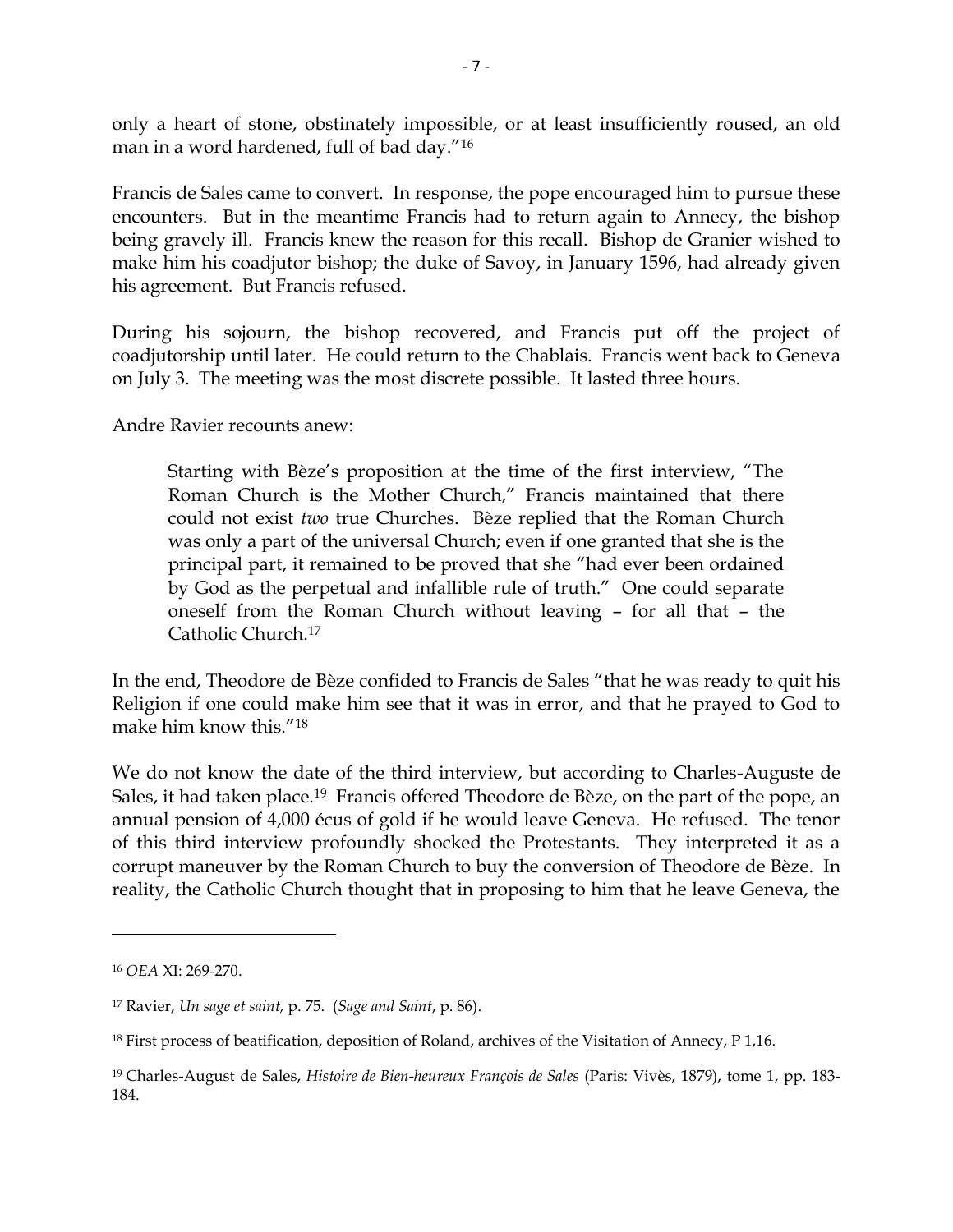only a heart of stone, obstinately impossible, or at least insufficiently roused, an old man in a word hardened, full of bad day."[16]

Francis de Sales came to convert. In response, the pope encouraged him to pursue these encounters. But in the meantime Francis had to return again to Annecy, the bishop being gravely ill. Francis knew the reason for this recall. Bishop de Granier wished to make him his coadjutor bishop; the duke of Savoy, in January 1596, had already given his agreement. But Francis refused.

During his sojourn, the bishop recovered, and Francis put off the project of coadjutorship until later. He could return to the Chablais. Francis went back to Geneva on July 3. The meeting was the most discrete possible. It lasted three hours.

Andre Ravier recounts anew:

> Starting with Bèze's proposition at the time of the first interview, "The Roman Church is the Mother Church," Francis maintained that there could not exist *two* true Churches. Bèze replied that the Roman Church was only a part of the universal Church; even if one granted that she is the principal part, it remained to be proved that she "had ever been ordained by God as the perpetual and infallible rule of truth." One could separate oneself from the Roman Church without leaving – for all that – the Catholic Church.[17]

In the end, Theodore de Bèze confided to Francis de Sales "that he was ready to quit his Religion if one could make him see that it was in error, and that he prayed to God to make him know this."[18]

We do not know the date of the third interview, but according to Charles-Auguste de Sales, it had taken place.[19] Francis offered Theodore de Bèze, on the part of the pope, an annual pension of 4,000 écus of gold if he would leave Geneva. He refused. The tenor of this third interview profoundly shocked the Protestants. They interpreted it as a corrupt maneuver by the Roman Church to buy the conversion of Theodore de Bèze. In reality, the Catholic Church thought that in proposing to him that he leave Geneva, the

---

[16] *OEA* XI: 269-270.

[17] Ravier, *Un sage et saint,* p. 75. (*Sage and Saint*, p. 86).

[18] First process of beatification, deposition of Roland, archives of the Visitation of Annecy, P 1,16.

[19] Charles-August de Sales, *Histoire de Bien-heureux François de Sales* (Paris: Vivès, 1879), tome 1, pp. 183-184.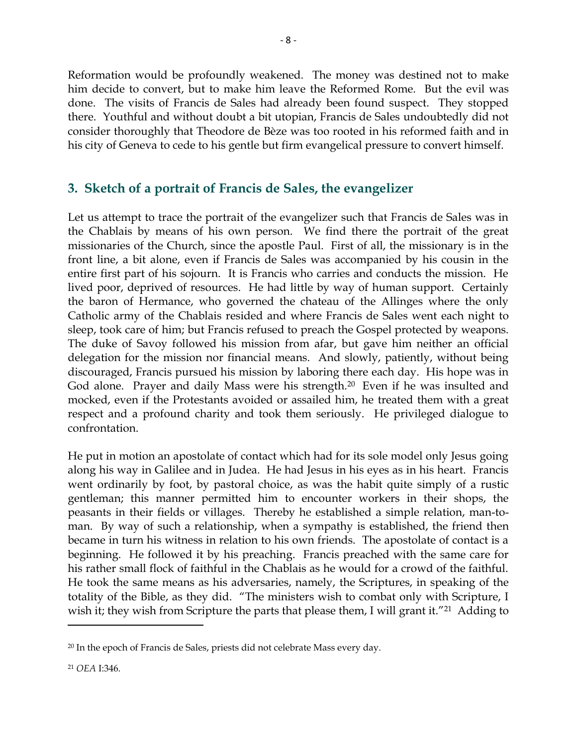Reformation would be profoundly weakened. The money was destined not to make him decide to convert, but to make him leave the Reformed Rome. But the evil was done. The visits of Francis de Sales had already been found suspect. They stopped there. Youthful and without doubt a bit utopian, Francis de Sales undoubtedly did not consider thoroughly that Theodore de Bèze was too rooted in his reformed faith and in his city of Geneva to cede to his gentle but firm evangelical pressure to convert himself.

## 3. Sketch of a portrait of Francis de Sales, the evangelizer

Let us attempt to trace the portrait of the evangelizer such that Francis de Sales was in the Chablais by means of his own person. We find there the portrait of the great missionaries of the Church, since the apostle Paul. First of all, the missionary is in the front line, a bit alone, even if Francis de Sales was accompanied by his cousin in the entire first part of his sojourn. It is Francis who carries and conducts the mission. He lived poor, deprived of resources. He had little by way of human support. Certainly the baron of Hermance, who governed the chateau of the Allinges where the only Catholic army of the Chablais resided and where Francis de Sales went each night to sleep, took care of him; but Francis refused to preach the Gospel protected by weapons. The duke of Savoy followed his mission from afar, but gave him neither an official delegation for the mission nor financial means. And slowly, patiently, without being discouraged, Francis pursued his mission by laboring there each day. His hope was in God alone. Prayer and daily Mass were his strength.[20] Even if he was insulted and mocked, even if the Protestants avoided or assailed him, he treated them with a great respect and a profound charity and took them seriously. He privileged dialogue to confrontation.

He put in motion an apostolate of contact which had for its sole model only Jesus going along his way in Galilee and in Judea. He had Jesus in his eyes as in his heart. Francis went ordinarily by foot, by pastoral choice, as was the habit quite simply of a rustic gentleman; this manner permitted him to encounter workers in their shops, the peasants in their fields or villages. Thereby he established a simple relation, man-to-man. By way of such a relationship, when a sympathy is established, the friend then became in turn his witness in relation to his own friends. The apostolate of contact is a beginning. He followed it by his preaching. Francis preached with the same care for his rather small flock of faithful in the Chablais as he would for a crowd of the faithful. He took the same means as his adversaries, namely, the Scriptures, in speaking of the totality of the Bible, as they did. "The ministers wish to combat only with Scripture, I wish it; they wish from Scripture the parts that please them, I will grant it."[21] Adding to

---

[20] In the epoch of Francis de Sales, priests did not celebrate Mass every day.

[21] *OEA* I:346.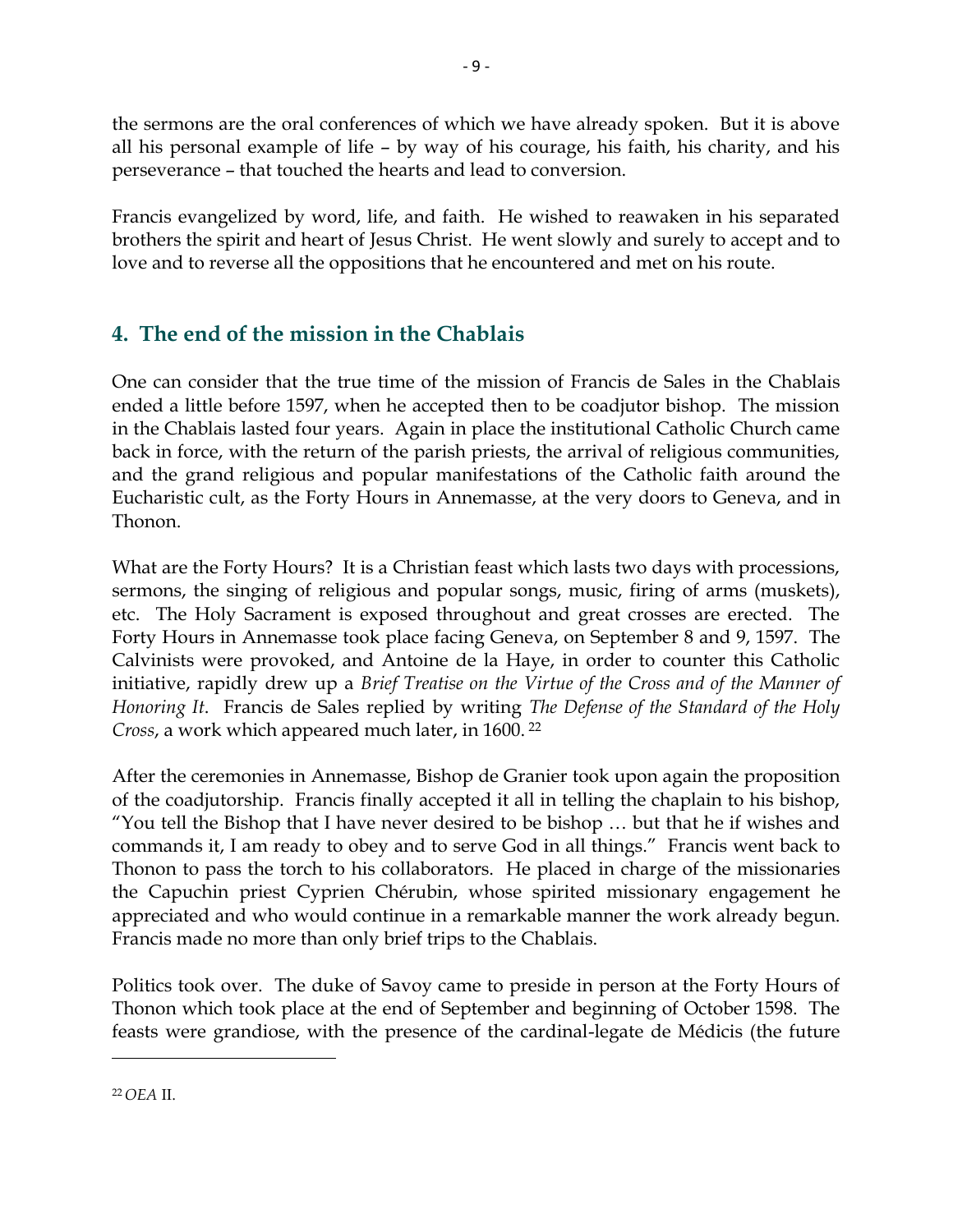the sermons are the oral conferences of which we have already spoken. But it is above all his personal example of life – by way of his courage, his faith, his charity, and his perseverance – that touched the hearts and lead to conversion.

Francis evangelized by word, life, and faith. He wished to reawaken in his separated brothers the spirit and heart of Jesus Christ. He went slowly and surely to accept and to love and to reverse all the oppositions that he encountered and met on his route.

## 4. The end of the mission in the Chablais

One can consider that the true time of the mission of Francis de Sales in the Chablais ended a little before 1597, when he accepted then to be coadjutor bishop. The mission in the Chablais lasted four years. Again in place the institutional Catholic Church came back in force, with the return of the parish priests, the arrival of religious communities, and the grand religious and popular manifestations of the Catholic faith around the Eucharistic cult, as the Forty Hours in Annemasse, at the very doors to Geneva, and in Thonon.

What are the Forty Hours? It is a Christian feast which lasts two days with processions, sermons, the singing of religious and popular songs, music, firing of arms (muskets), etc. The Holy Sacrament is exposed throughout and great crosses are erected. The Forty Hours in Annemasse took place facing Geneva, on September 8 and 9, 1597. The Calvinists were provoked, and Antoine de la Haye, in order to counter this Catholic initiative, rapidly drew up a *Brief Treatise on the Virtue of the Cross and of the Manner of Honoring It*. Francis de Sales replied by writing *The Defense of the Standard of the Holy Cross*, a work which appeared much later, in 1600. [22]

After the ceremonies in Annemasse, Bishop de Granier took upon again the proposition of the coadjutorship. Francis finally accepted it all in telling the chaplain to his bishop, "You tell the Bishop that I have never desired to be bishop … but that he if wishes and commands it, I am ready to obey and to serve God in all things." Francis went back to Thonon to pass the torch to his collaborators. He placed in charge of the missionaries the Capuchin priest Cyprien Chérubin, whose spirited missionary engagement he appreciated and who would continue in a remarkable manner the work already begun. Francis made no more than only brief trips to the Chablais.

Politics took over. The duke of Savoy came to preside in person at the Forty Hours of Thonon which took place at the end of September and beginning of October 1598. The feasts were grandiose, with the presence of the cardinal-legate de Médicis (the future

---

[22] *OEA* II.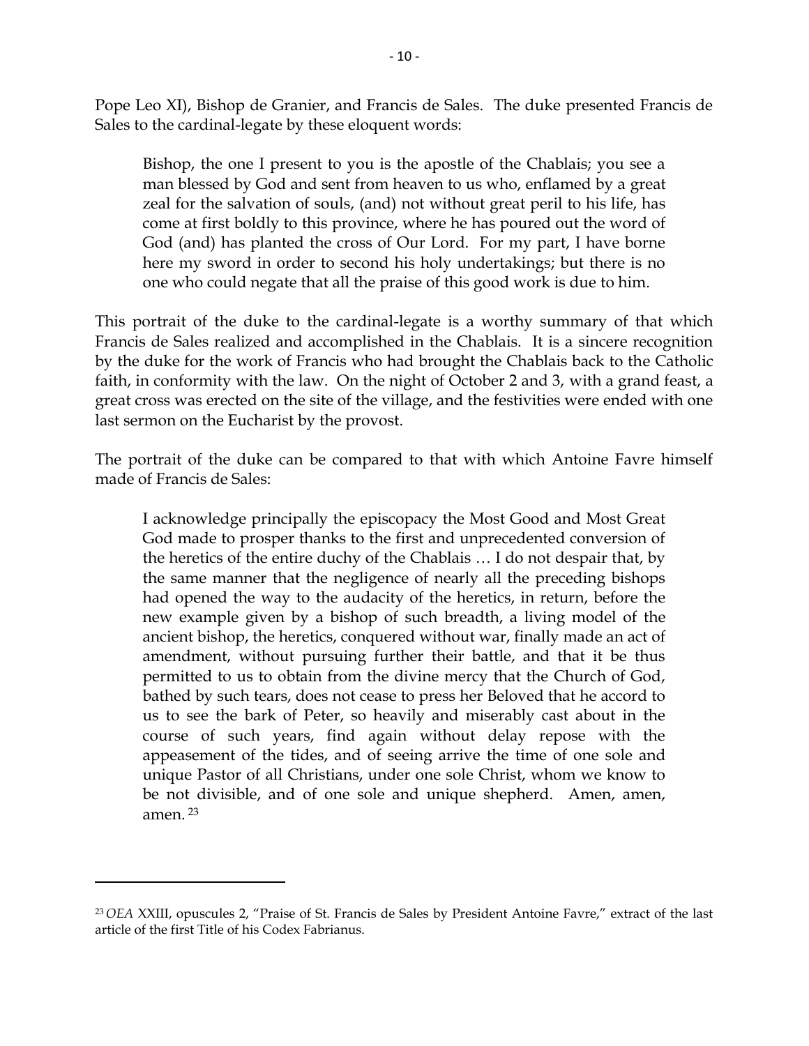Pope Leo XI), Bishop de Granier, and Francis de Sales. The duke presented Francis de Sales to the cardinal-legate by these eloquent words:

> Bishop, the one I present to you is the apostle of the Chablais; you see a man blessed by God and sent from heaven to us who, enflamed by a great zeal for the salvation of souls, (and) not without great peril to his life, has come at first boldly to this province, where he has poured out the word of God (and) has planted the cross of Our Lord. For my part, I have borne here my sword in order to second his holy undertakings; but there is no one who could negate that all the praise of this good work is due to him.

This portrait of the duke to the cardinal-legate is a worthy summary of that which Francis de Sales realized and accomplished in the Chablais. It is a sincere recognition by the duke for the work of Francis who had brought the Chablais back to the Catholic faith, in conformity with the law. On the night of October 2 and 3, with a grand feast, a great cross was erected on the site of the village, and the festivities were ended with one last sermon on the Eucharist by the provost.

The portrait of the duke can be compared to that with which Antoine Favre himself made of Francis de Sales:

> I acknowledge principally the episcopacy the Most Good and Most Great God made to prosper thanks to the first and unprecedented conversion of the heretics of the entire duchy of the Chablais … I do not despair that, by the same manner that the negligence of nearly all the preceding bishops had opened the way to the audacity of the heretics, in return, before the new example given by a bishop of such breadth, a living model of the ancient bishop, the heretics, conquered without war, finally made an act of amendment, without pursuing further their battle, and that it be thus permitted to us to obtain from the divine mercy that the Church of God, bathed by such tears, does not cease to press her Beloved that he accord to us to see the bark of Peter, so heavily and miserably cast about in the course of such years, find again without delay repose with the appeasement of the tides, and of seeing arrive the time of one sole and unique Pastor of all Christians, under one sole Christ, whom we know to be not divisible, and of one sole and unique shepherd. Amen, amen, amen. [23]

---

[23] *OEA* XXIII, opuscules 2, "Praise of St. Francis de Sales by President Antoine Favre," extract of the last article of the first Title of his Codex Fabrianus.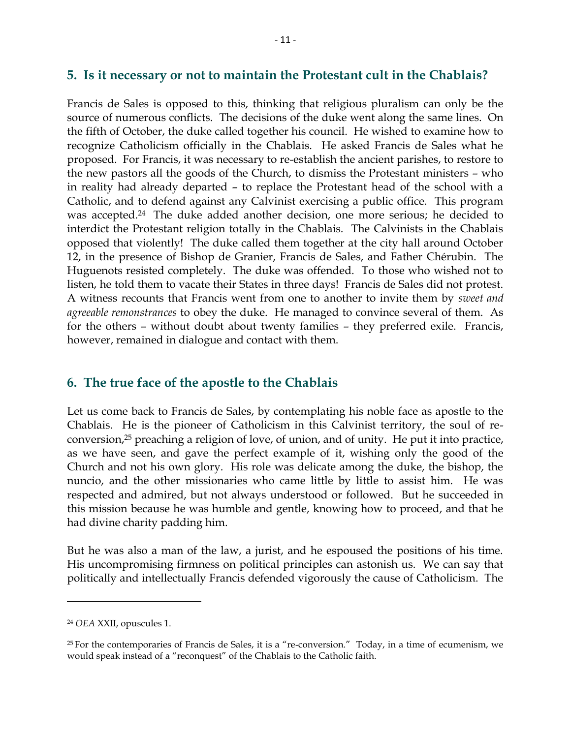## 5. Is it necessary or not to maintain the Protestant cult in the Chablais?

Francis de Sales is opposed to this, thinking that religious pluralism can only be the source of numerous conflicts. The decisions of the duke went along the same lines. On the fifth of October, the duke called together his council. He wished to examine how to recognize Catholicism officially in the Chablais. He asked Francis de Sales what he proposed. For Francis, it was necessary to re-establish the ancient parishes, to restore to the new pastors all the goods of the Church, to dismiss the Protestant ministers – who in reality had already departed – to replace the Protestant head of the school with a Catholic, and to defend against any Calvinist exercising a public office. This program was accepted.[24] The duke added another decision, one more serious; he decided to interdict the Protestant religion totally in the Chablais. The Calvinists in the Chablais opposed that violently! The duke called them together at the city hall around October 12, in the presence of Bishop de Granier, Francis de Sales, and Father Chérubin. The Huguenots resisted completely. The duke was offended. To those who wished not to listen, he told them to vacate their States in three days! Francis de Sales did not protest. A witness recounts that Francis went from one to another to invite them by *sweet and agreeable remonstrances* to obey the duke. He managed to convince several of them. As for the others – without doubt about twenty families – they preferred exile. Francis, however, remained in dialogue and contact with them.

## 6. The true face of the apostle to the Chablais

Let us come back to Francis de Sales, by contemplating his noble face as apostle to the Chablais. He is the pioneer of Catholicism in this Calvinist territory, the soul of re-conversion,[25] preaching a religion of love, of union, and of unity. He put it into practice, as we have seen, and gave the perfect example of it, wishing only the good of the Church and not his own glory. His role was delicate among the duke, the bishop, the nuncio, and the other missionaries who came little by little to assist him. He was respected and admired, but not always understood or followed. But he succeeded in this mission because he was humble and gentle, knowing how to proceed, and that he had divine charity padding him.

But he was also a man of the law, a jurist, and he espoused the positions of his time. His uncompromising firmness on political principles can astonish us. We can say that politically and intellectually Francis defended vigorously the cause of Catholicism. The

---

[24] *OEA* XXII, opuscules 1.

[25] For the contemporaries of Francis de Sales, it is a "re-conversion." Today, in a time of ecumenism, we would speak instead of a "reconquest" of the Chablais to the Catholic faith.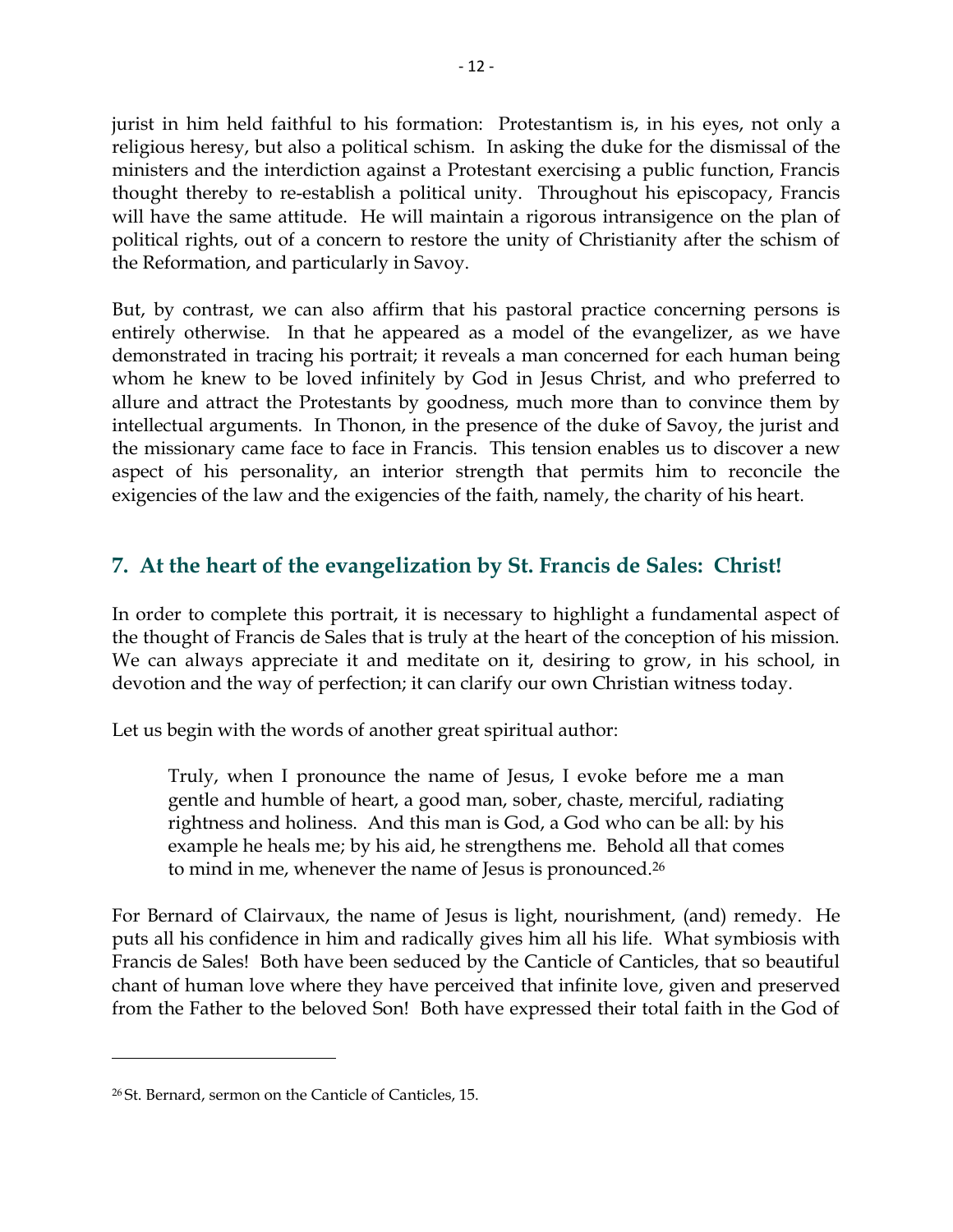jurist in him held faithful to his formation: Protestantism is, in his eyes, not only a religious heresy, but also a political schism. In asking the duke for the dismissal of the ministers and the interdiction against a Protestant exercising a public function, Francis thought thereby to re-establish a political unity. Throughout his episcopacy, Francis will have the same attitude. He will maintain a rigorous intransigence on the plan of political rights, out of a concern to restore the unity of Christianity after the schism of the Reformation, and particularly in Savoy.

But, by contrast, we can also affirm that his pastoral practice concerning persons is entirely otherwise. In that he appeared as a model of the evangelizer, as we have demonstrated in tracing his portrait; it reveals a man concerned for each human being whom he knew to be loved infinitely by God in Jesus Christ, and who preferred to allure and attract the Protestants by goodness, much more than to convince them by intellectual arguments. In Thonon, in the presence of the duke of Savoy, the jurist and the missionary came face to face in Francis. This tension enables us to discover a new aspect of his personality, an interior strength that permits him to reconcile the exigencies of the law and the exigencies of the faith, namely, the charity of his heart.

## 7. At the heart of the evangelization by St. Francis de Sales: Christ!

In order to complete this portrait, it is necessary to highlight a fundamental aspect of the thought of Francis de Sales that is truly at the heart of the conception of his mission. We can always appreciate it and meditate on it, desiring to grow, in his school, in devotion and the way of perfection; it can clarify our own Christian witness today.

Let us begin with the words of another great spiritual author:

> Truly, when I pronounce the name of Jesus, I evoke before me a man gentle and humble of heart, a good man, sober, chaste, merciful, radiating rightness and holiness. And this man is God, a God who can be all: by his example he heals me; by his aid, he strengthens me. Behold all that comes to mind in me, whenever the name of Jesus is pronounced.[26]

For Bernard of Clairvaux, the name of Jesus is light, nourishment, (and) remedy. He puts all his confidence in him and radically gives him all his life. What symbiosis with Francis de Sales! Both have been seduced by the Canticle of Canticles, that so beautiful chant of human love where they have perceived that infinite love, given and preserved from the Father to the beloved Son! Both have expressed their total faith in the God of

---

[26] St. Bernard, sermon on the Canticle of Canticles, 15.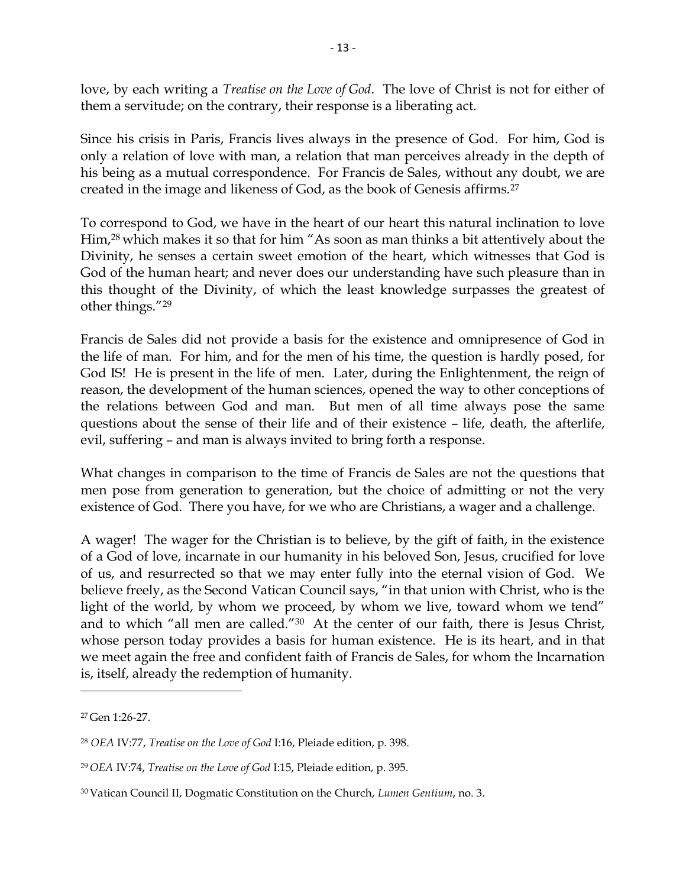love, by each writing a *Treatise on the Love of God*. The love of Christ is not for either of them a servitude; on the contrary, their response is a liberating act.

Since his crisis in Paris, Francis lives always in the presence of God. For him, God is only a relation of love with man, a relation that man perceives already in the depth of his being as a mutual correspondence. For Francis de Sales, without any doubt, we are created in the image and likeness of God, as the book of Genesis affirms.[27]

To correspond to God, we have in the heart of our heart this natural inclination to love Him,[28] which makes it so that for him "As soon as man thinks a bit attentively about the Divinity, he senses a certain sweet emotion of the heart, which witnesses that God is God of the human heart; and never does our understanding have such pleasure than in this thought of the Divinity, of which the least knowledge surpasses the greatest of other things."[29]

Francis de Sales did not provide a basis for the existence and omnipresence of God in the life of man. For him, and for the men of his time, the question is hardly posed, for God IS! He is present in the life of men. Later, during the Enlightenment, the reign of reason, the development of the human sciences, opened the way to other conceptions of the relations between God and man. But men of all time always pose the same questions about the sense of their life and of their existence – life, death, the afterlife, evil, suffering – and man is always invited to bring forth a response.

What changes in comparison to the time of Francis de Sales are not the questions that men pose from generation to generation, but the choice of admitting or not the very existence of God. There you have, for we who are Christians, a wager and a challenge.

A wager! The wager for the Christian is to believe, by the gift of faith, in the existence of a God of love, incarnate in our humanity in his beloved Son, Jesus, crucified for love of us, and resurrected so that we may enter fully into the eternal vision of God. We believe freely, as the Second Vatican Council says, "in that union with Christ, who is the light of the world, by whom we proceed, by whom we live, toward whom we tend" and to which "all men are called."[30] At the center of our faith, there is Jesus Christ, whose person today provides a basis for human existence. He is its heart, and in that we meet again the free and confident faith of Francis de Sales, for whom the Incarnation is, itself, already the redemption of humanity.

---

[27] Gen 1:26-27.

[28] *OEA* IV:77, *Treatise on the Love of God* I:16, Pleiade edition, p. 398.

[29] *OEA* IV:74, *Treatise on the Love of God* I:15, Pleiade edition, p. 395.

[30] Vatican Council II, Dogmatic Constitution on the Church, *Lumen Gentium*, no. 3.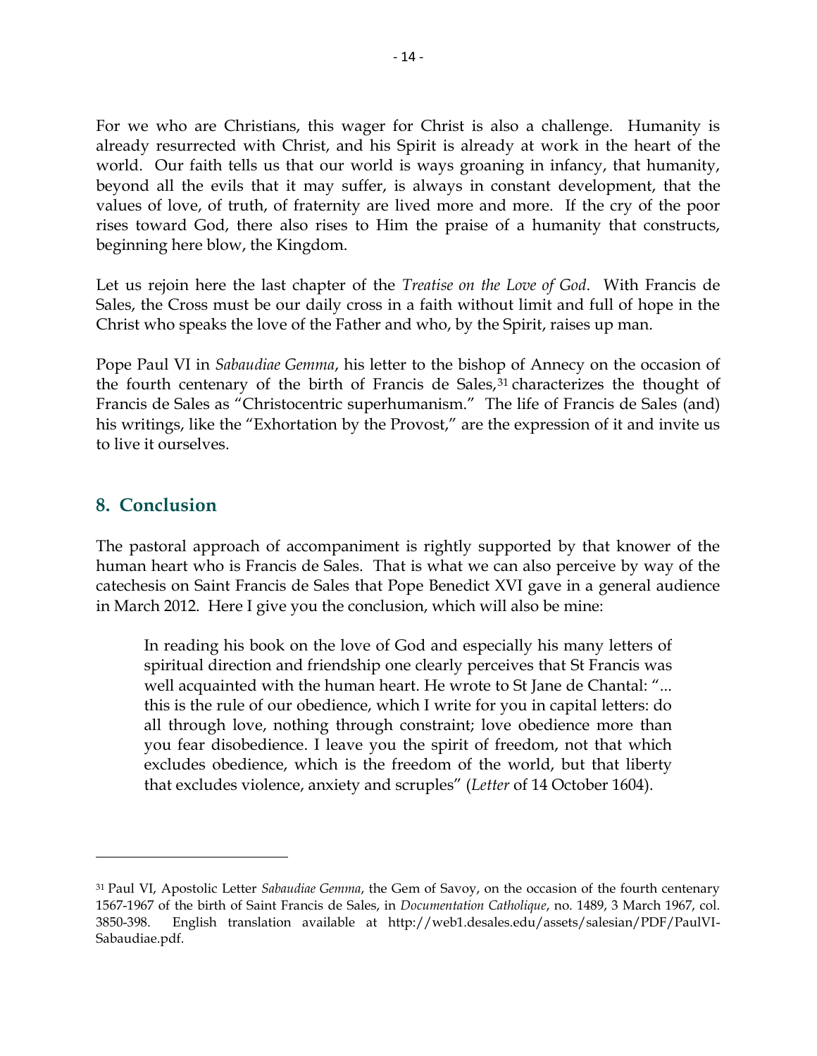For we who are Christians, this wager for Christ is also a challenge. Humanity is already resurrected with Christ, and his Spirit is already at work in the heart of the world. Our faith tells us that our world is ways groaning in infancy, that humanity, beyond all the evils that it may suffer, is always in constant development, that the values of love, of truth, of fraternity are lived more and more. If the cry of the poor rises toward God, there also rises to Him the praise of a humanity that constructs, beginning here blow, the Kingdom.

Let us rejoin here the last chapter of the *Treatise on the Love of God*. With Francis de Sales, the Cross must be our daily cross in a faith without limit and full of hope in the Christ who speaks the love of the Father and who, by the Spirit, raises up man.

Pope Paul VI in *Sabaudiae Gemma*, his letter to the bishop of Annecy on the occasion of the fourth centenary of the birth of Francis de Sales,[31] characterizes the thought of Francis de Sales as "Christocentric superhumanism." The life of Francis de Sales (and) his writings, like the "Exhortation by the Provost," are the expression of it and invite us to live it ourselves.

## 8. Conclusion

The pastoral approach of accompaniment is rightly supported by that knower of the human heart who is Francis de Sales. That is what we can also perceive by way of the catechesis on Saint Francis de Sales that Pope Benedict XVI gave in a general audience in March 2012. Here I give you the conclusion, which will also be mine:

> In reading his book on the love of God and especially his many letters of spiritual direction and friendship one clearly perceives that St Francis was well acquainted with the human heart. He wrote to St Jane de Chantal: "... this is the rule of our obedience, which I write for you in capital letters: do all through love, nothing through constraint; love obedience more than you fear disobedience. I leave you the spirit of freedom, not that which excludes obedience, which is the freedom of the world, but that liberty that excludes violence, anxiety and scruples" (*Letter* of 14 October 1604).

---

[31] Paul VI, Apostolic Letter *Sabaudiae Gemma*, the Gem of Savoy, on the occasion of the fourth centenary 1567-1967 of the birth of Saint Francis de Sales, in *Documentation Catholique*, no. 1489, 3 March 1967, col. 3850-398. English translation available at http://web1.desales.edu/assets/salesian/PDF/PaulVI-Sabaudiae.pdf.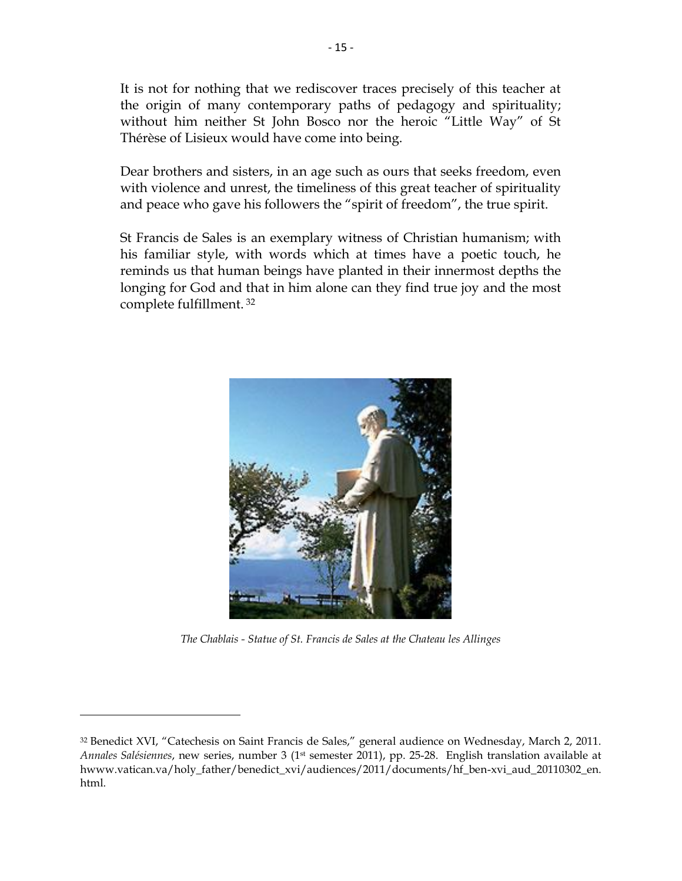It is not for nothing that we rediscover traces precisely of this teacher at the origin of many contemporary paths of pedagogy and spirituality; without him neither St John Bosco nor the heroic "Little Way" of St Thérèse of Lisieux would have come into being.

Dear brothers and sisters, in an age such as ours that seeks freedom, even with violence and unrest, the timeliness of this great teacher of spirituality and peace who gave his followers the "spirit of freedom", the true spirit.

St Francis de Sales is an exemplary witness of Christian humanism; with his familiar style, with words which at times have a poetic touch, he reminds us that human beings have planted in their innermost depths the longing for God and that in him alone can they find true joy and the most complete fulfillment. [32]

*The Chablais - Statue of St. Francis de Sales at the Chateau les Allinges*

---

[32] Benedict XVI, "Catechesis on Saint Francis de Sales," general audience on Wednesday, March 2, 2011. *Annales Salésiennes*, new series, number 3 (1st semester 2011), pp. 25-28. English translation available at hwww.vatican.va/holy_father/benedict_xvi/audiences/2011/documents/hf_ben-xvi_aud_20110302_en.html.